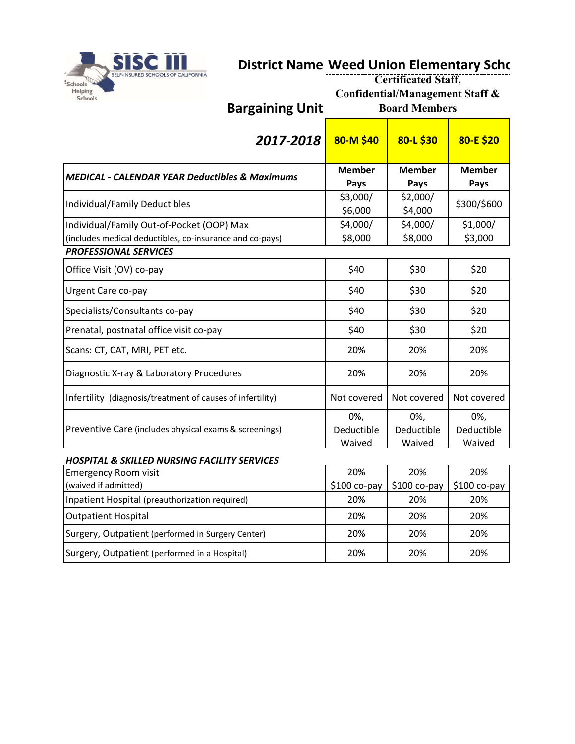SISC III
SELF-INSURED SCHOOLS OF CALIFORNIA
Schools Helping Schools

**District Name** **Weed Union Elementary Schc**

**Bargaining Unit** Certificated Staff, Confidential/Management Staff & Board Members

| ***2017-2018*** | **80-M $40** | **80-L $30** | **80-E $20** |
|---|---|---|---|
| ***MEDICAL - CALENDAR YEAR Deductibles & Maximums*** | **Member Pays** | **Member Pays** | **Member Pays** |
| Individual/Family Deductibles | $3,000/ $6,000 | $2,000/ $4,000 | $300/$600 |
| Individual/Family Out-of-Pocket (OOP) Max (includes medical deductibles, co-insurance and co-pays) | $4,000/ $8,000 | $4,000/ $8,000 | $1,000/ $3,000 |
| ***PROFESSIONAL SERVICES*** | | | |
| Office Visit (OV) co-pay | $40 | $30 | $20 |
| Urgent Care co-pay | $40 | $30 | $20 |
| Specialists/Consultants co-pay | $40 | $30 | $20 |
| Prenatal, postnatal office visit co-pay | $40 | $30 | $20 |
| Scans: CT, CAT, MRI, PET etc. | 20% | 20% | 20% |
| Diagnostic X-ray & Laboratory Procedures | 20% | 20% | 20% |
| Infertility (diagnosis/treatment of causes of infertility) | Not covered | Not covered | Not covered |
| Preventive Care (includes physical exams & screenings) | 0%, Deductible Waived | 0%, Deductible Waived | 0%, Deductible Waived |
| ***HOSPITAL & SKILLED NURSING FACILITY SERVICES*** | | | |
| Emergency Room visit (waived if admitted) | 20% $100 co-pay | 20% $100 co-pay | 20% $100 co-pay |
| Inpatient Hospital (preauthorization required) | 20% | 20% | 20% |
| Outpatient Hospital | 20% | 20% | 20% |
| Surgery, Outpatient (performed in Surgery Center) | 20% | 20% | 20% |
| Surgery, Outpatient (performed in a Hospital) | 20% | 20% | 20% |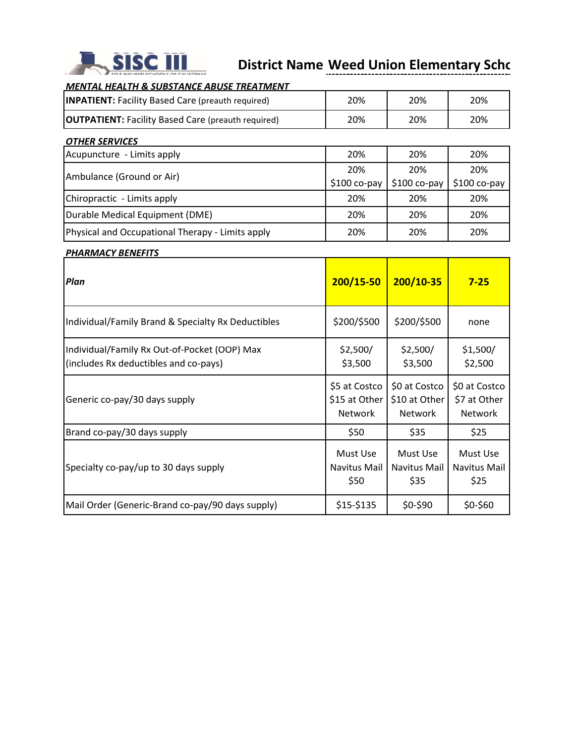SISC III

**District Name** Weed Union Elementary Schc

***MENTAL HEALTH & SUBSTANCE ABUSE TREATMENT***

| | | | |
|---|---|---|---|
| **INPATIENT:** Facility Based Care (preauth required) | 20% | 20% | 20% |
| **OUTPATIENT:** Facility Based Care (preauth required) | 20% | 20% | 20% |

***OTHER SERVICES***

| | | | |
|---|---|---|---|
| Acupuncture - Limits apply | 20% | 20% | 20% |
| Ambulance (Ground or Air) | 20% $100 co-pay | 20% $100 co-pay | 20% $100 co-pay |
| Chiropractic - Limits apply | 20% | 20% | 20% |
| Durable Medical Equipment (DME) | 20% | 20% | 20% |
| Physical and Occupational Therapy - Limits apply | 20% | 20% | 20% |

***PHARMACY BENEFITS***

| ***Plan*** | **200/15-50** | **200/10-35** | **7-25** |
|---|---|---|---|
| Individual/Family Brand & Specialty Rx Deductibles | $200/$500 | $200/$500 | none |
| Individual/Family Rx Out-of-Pocket (OOP) Max (includes Rx deductibles and co-pays) | $2,500/ $3,500 | $2,500/ $3,500 | $1,500/ $2,500 |
| Generic co-pay/30 days supply | $5 at Costco $15 at Other Network | $0 at Costco $10 at Other Network | $0 at Costco $7 at Other Network |
| Brand co-pay/30 days supply | $50 | $35 | $25 |
| Specialty co-pay/up to 30 days supply | Must Use Navitus Mail $50 | Must Use Navitus Mail $35 | Must Use Navitus Mail $25 |
| Mail Order (Generic-Brand co-pay/90 days supply) | $15-$135 | $0-$90 | $0-$60 |